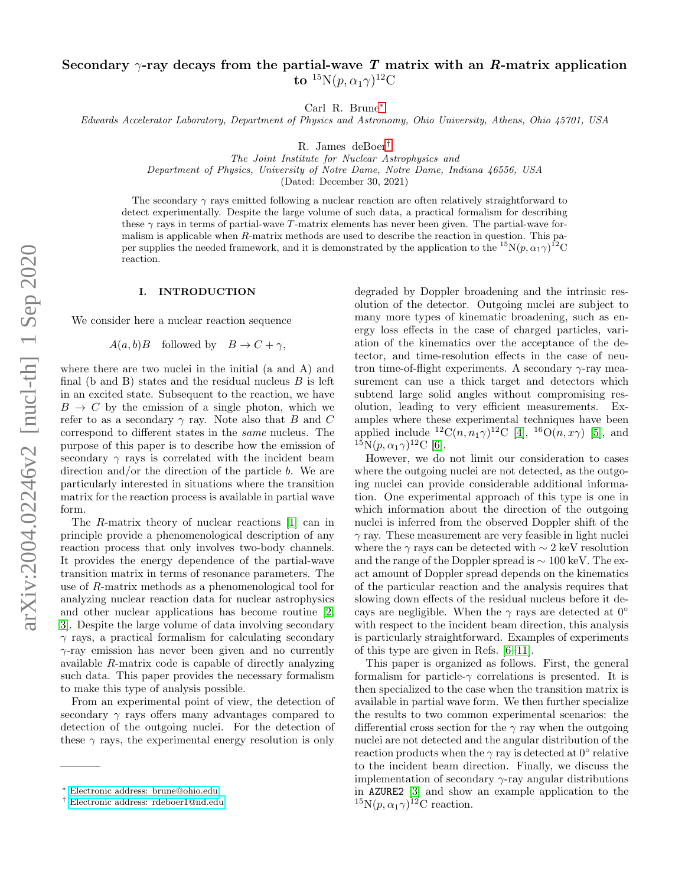# Secondary $\gamma$-ray decays from the partial-wave $T$ matrix with an $R$-matrix application to $^{15}$N$(p, \alpha_1\gamma)^{12}$C

Carl R. Brune*

*Edwards Accelerator Laboratory, Department of Physics and Astronomy, Ohio University, Athens, Ohio 45701, USA*

R. James deBoer†

*The Joint Institute for Nuclear Astrophysics and Department of Physics, University of Notre Dame, Notre Dame, Indiana 46556, USA*

(Dated: December 30, 2021)

The secondary $\gamma$ rays emitted following a nuclear reaction are often relatively straightforward to detect experimentally. Despite the large volume of such data, a practical formalism for describing these $\gamma$ rays in terms of partial-wave $T$-matrix elements has never been given. The partial-wave formalism is applicable when $R$-matrix methods are used to describe the reaction in question. This paper supplies the needed framework, and it is demonstrated by the application to the $^{15}$N$(p, \alpha_1\gamma)^{12}$C reaction.

## I. INTRODUCTION

We consider here a nuclear reaction sequence

$$A(a, b)B \quad \text{followed by} \quad B \to C + \gamma,$$

where there are two nuclei in the initial (a and A) and final (b and B) states and the residual nucleus $B$ is left in an excited state. Subsequent to the reaction, we have $B \to C$ by the emission of a single photon, which we refer to as a secondary $\gamma$ ray. Note also that $B$ and $C$ correspond to different states in the *same* nucleus. The purpose of this paper is to describe how the emission of secondary $\gamma$ rays is correlated with the incident beam direction and/or the direction of the particle $b$. We are particularly interested in situations where the transition matrix for the reaction process is available in partial wave form.

The $R$-matrix theory of nuclear reactions [1] can in principle provide a phenomenological description of any reaction process that only involves two-body channels. It provides the energy dependence of the partial-wave transition matrix in terms of resonance parameters. The use of $R$-matrix methods as a phenomenological tool for analyzing nuclear reaction data for nuclear astrophysics and other nuclear applications has become routine [2, 3]. Despite the large volume of data involving secondary $\gamma$ rays, a practical formalism for calculating secondary $\gamma$-ray emission has never been given and no currently available $R$-matrix code is capable of directly analyzing such data. This paper provides the necessary formalism to make this type of analysis possible.

From an experimental point of view, the detection of secondary $\gamma$ rays offers many advantages compared to detection of the outgoing nuclei. For the detection of these $\gamma$ rays, the experimental energy resolution is only degraded by Doppler broadening and the intrinsic resolution of the detector. Outgoing nuclei are subject to many more types of kinematic broadening, such as energy loss effects in the case of charged particles, variation of the kinematics over the acceptance of the detector, and time-resolution effects in the case of neutron time-of-flight experiments. A secondary $\gamma$-ray measurement can use a thick target and detectors which subtend large solid angles without compromising resolution, leading to very efficient measurements. Examples where these experimental techniques have been applied include $^{12}$C$(n, n_1\gamma)^{12}$C [4], $^{16}$O$(n, x\gamma)$ [5], and $^{15}$N$(p, \alpha_1\gamma)^{12}$C [6].

However, we do not limit our consideration to cases where the outgoing nuclei are not detected, as the outgoing nuclei can provide considerable additional information. One experimental approach of this type is one in which information about the direction of the outgoing nuclei is inferred from the observed Doppler shift of the $\gamma$ ray. These measurement are very feasible in light nuclei where the $\gamma$ rays can be detected with $\sim 2$ keV resolution and the range of the Doppler spread is $\sim 100$ keV. The exact amount of Doppler spread depends on the kinematics of the particular reaction and the analysis requires that slowing down effects of the residual nucleus before it decays are negligible. When the $\gamma$ rays are detected at $0^\circ$ with respect to the incident beam direction, this analysis is particularly straightforward. Examples of experiments of this type are given in Refs. [6–11].

This paper is organized as follows. First, the general formalism for particle-$\gamma$ correlations is presented. It is then specialized to the case when the transition matrix is available in partial wave form. We then further specialize the results to two common experimental scenarios: the differential cross section for the $\gamma$ ray when the outgoing nuclei are not detected and the angular distribution of the reaction products when the $\gamma$ ray is detected at $0^\circ$ relative to the incident beam direction. Finally, we discuss the implementation of secondary $\gamma$-ray angular distributions in `AZURE2` [3] and show an example application to the $^{15}$N$(p, \alpha_1\gamma)^{12}$C reaction.

---

* Electronic address: brune@ohio.edu
† Electronic address: rdeboer1@nd.edu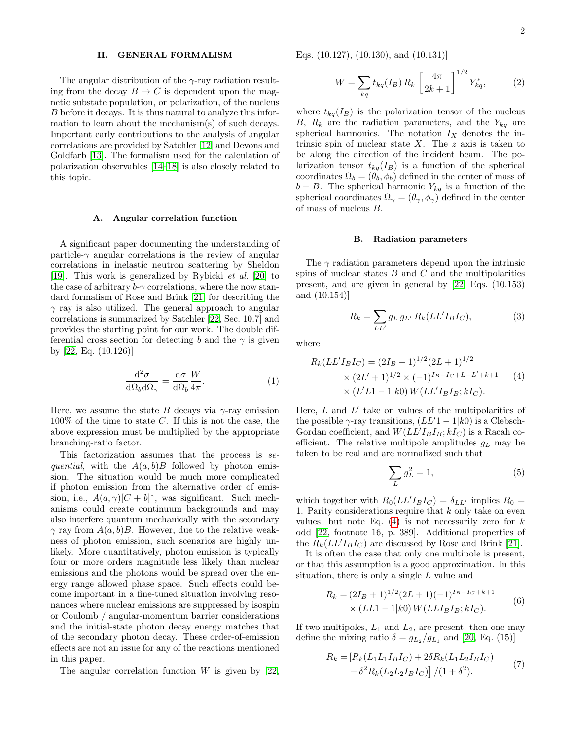## II. GENERAL FORMALISM

The angular distribution of the $\gamma$-ray radiation resulting from the decay $B \to C$ is dependent upon the magnetic substate population, or polarization, of the nucleus $B$ before it decays. It is thus natural to analyze this information to learn about the mechanism(s) of such decays. Important early contributions to the analysis of angular correlations are provided by Satchler [12] and Devons and Goldfarb [13]. The formalism used for the calculation of polarization observables [14–18] is also closely related to this topic.

### A. Angular correlation function

A significant paper documenting the understanding of particle-$\gamma$ angular correlations is the review of angular correlations in inelastic neutron scattering by Sheldon [19]. This work is generalized by Rybicki *et al.* [20] to the case of arbitrary $b$-$\gamma$ correlations, where the now standard formalism of Rose and Brink [21] for describing the $\gamma$ ray is also utilized. The general approach to angular correlations is summarized by Satchler [22, Sec. 10.7] and provides the starting point for our work. The double differential cross section for detecting $b$ and the $\gamma$ is given by [22, Eq. (10.126)]

$$\frac{\mathrm{d}^2\sigma}{\mathrm{d}\Omega_b \mathrm{d}\Omega_\gamma} = \frac{\mathrm{d}\sigma}{\mathrm{d}\Omega_b}\frac{W}{4\pi}. \tag{1}$$

Here, we assume the state $B$ decays via $\gamma$-ray emission 100% of the time to state $C$. If this is not the case, the above expression must be multiplied by the appropriate branching-ratio factor.

This factorization assumes that the process is *sequential*, with the $A(a,b)B$ followed by photon emission. The situation would be much more complicated if photon emission from the alternative order of emission, i.e., $A(a,\gamma)[C+b]^*$, was significant. Such mechanisms could create continuum backgrounds and may also interfere quantum mechanically with the secondary $\gamma$ ray from $A(a,b)B$. However, due to the relative weakness of photon emission, such scenarios are highly unlikely. More quantitatively, photon emission is typically four or more orders magnitude less likely than nuclear emissions and the photons would be spread over the energy range allowed phase space. Such effects could become important in a fine-tuned situation involving resonances where nuclear emissions are suppressed by isospin or Coulomb / angular-momentum barrier considerations and the initial-state photon decay energy matches that of the secondary photon decay. These order-of-emission effects are not an issue for any of the reactions mentioned in this paper.

The angular correlation function $W$ is given by [22, Eqs. (10.127), (10.130), and (10.131)]

$$W = \sum_{kq} t_{kq}(I_B)\, R_k \left[\frac{4\pi}{2k+1}\right]^{1/2} Y^*_{kq}, \tag{2}$$

where $t_{kq}(I_B)$ is the polarization tensor of the nucleus $B$, $R_k$ are the radiation parameters, and the $Y_{kq}$ are spherical harmonics. The notation $I_X$ denotes the intrinsic spin of nuclear state $X$. The $z$ axis is taken to be along the direction of the incident beam. The polarization tensor $t_{kq}(I_B)$ is a function of the spherical coordinates $\Omega_b = (\theta_b, \phi_b)$ defined in the center of mass of $b+B$. The spherical harmonic $Y_{kq}$ is a function of the spherical coordinates $\Omega_\gamma = (\theta_\gamma, \phi_\gamma)$ defined in the center of mass of nucleus $B$.

### B. Radiation parameters

The $\gamma$ radiation parameters depend upon the intrinsic spins of nuclear states $B$ and $C$ and the multipolarities present, and are given in general by [22, Eqs. (10.153) and (10.154)]

$$R_k = \sum_{LL'} g_L\, g_{L'}\, R_k(LL'I_BI_C), \tag{3}$$

where

$$\begin{aligned} R_k(LL'I_BI_C) = &(2I_B+1)^{1/2}(2L+1)^{1/2} \\ &\times (2L'+1)^{1/2} \times (-1)^{I_B-I_C+L-L'+k+1} \\ &\times (L'L1-1|k0)\, W(LL'I_BI_B;kI_C). \end{aligned} \tag{4}$$

Here, $L$ and $L'$ take on values of the multipolarities of the possible $\gamma$-ray transitions, $(LL'1-1|k0)$ is a Clebsch-Gordan coefficient, and $W(LL'I_BI_B;kI_C)$ is a Racah coefficient. The relative multipole amplitudes $g_L$ may be taken to be real and are normalized such that

$$\sum_L g_L^2 = 1, \tag{5}$$

which together with $R_0(LL'I_BI_C) = \delta_{LL'}$ implies $R_0 = 1$. Parity considerations require that $k$ only take on even values, but note Eq. (4) is not necessarily zero for $k$ odd [22, footnote 16, p. 389]. Additional properties of the $R_k(LL'I_BI_C)$ are discussed by Rose and Brink [21].

It is often the case that only one multipole is present, or that this assumption is a good approximation. In this situation, there is only a single $L$ value and

$$\begin{aligned} R_k = &(2I_B+1)^{1/2}(2L+1)(-1)^{I_B-I_C+k+1} \\ &\times (LL1-1|k0)\, W(LLI_BI_B;kI_C). \end{aligned} \tag{6}$$

If two multipoles, $L_1$ and $L_2$, are present, then one may define the mixing ratio $\delta = g_{L_2}/g_{L_1}$ and [20, Eq. (15)]

$$\begin{aligned} R_k = &\left[R_k(L_1L_1I_BI_C) + 2\delta R_k(L_1L_2I_BI_C)\right. \\ &\left. + \delta^2 R_k(L_2L_2I_BI_C)\right]/(1+\delta^2). \end{aligned} \tag{7}$$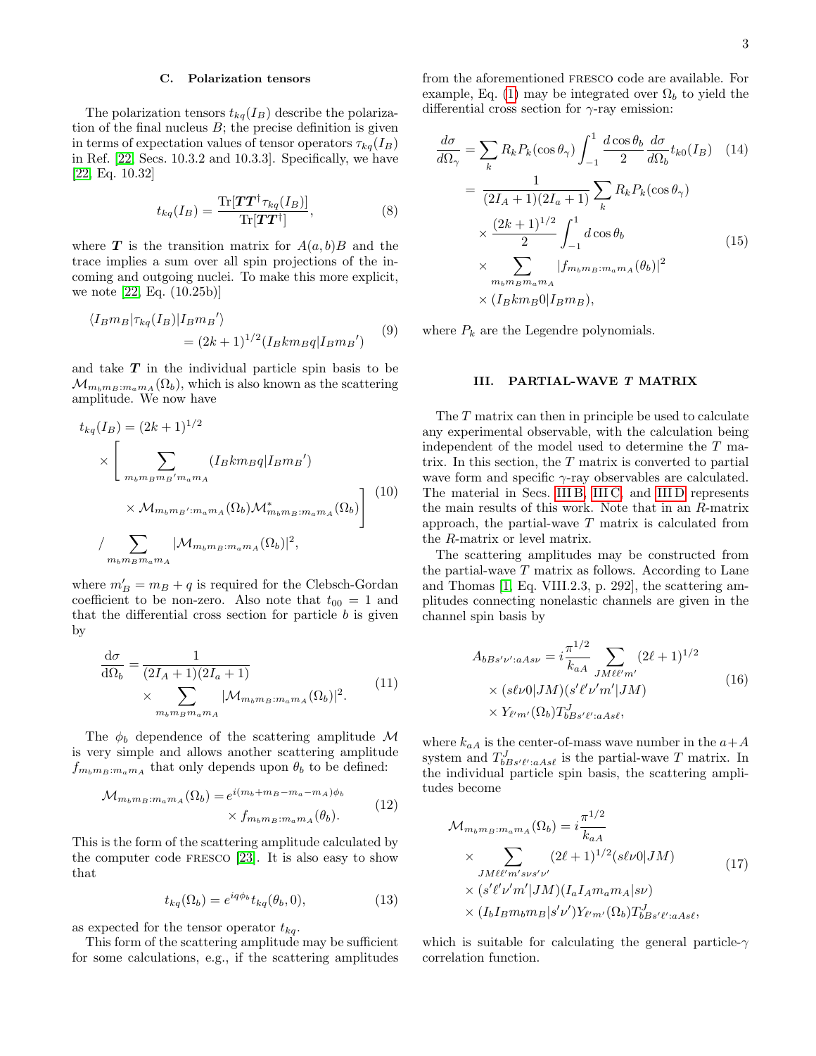### C. Polarization tensors

The polarization tensors $t_{kq}(I_B)$ describe the polarization of the final nucleus $B$; the precise definition is given in terms of expectation values of tensor operators $\tau_{kq}(I_B)$ in Ref. [22, Secs. 10.3.2 and 10.3.3]. Specifically, we have [22, Eq. 10.32]

$$t_{kq}(I_B) = \frac{\mathrm{Tr}[\boldsymbol{T}\boldsymbol{T}^\dagger \tau_{kq}(I_B)]}{\mathrm{Tr}[\boldsymbol{T}\boldsymbol{T}^\dagger]}, \tag{8}$$

where $\boldsymbol{T}$ is the transition matrix for $A(a,b)B$ and the trace implies a sum over all spin projections of the incoming and outgoing nuclei. To make this more explicit, we note [22, Eq. (10.25b)]

$$\begin{aligned} \langle I_B m_B | \tau_{kq}(I_B) | I_B {m_B}' \rangle \\ = (2k+1)^{1/2} (I_B k m_B q | I_B {m_B}') \end{aligned} \tag{9}$$

and take $\boldsymbol{T}$ in the individual particle spin basis to be $\mathcal{M}_{m_b m_B : m_a m_A}(\Omega_b)$, which is also known as the scattering amplitude. We now have

$$\begin{aligned} t_{kq}(I_B) &= (2k+1)^{1/2} \\ &\times \Bigg[ \sum_{m_b m_B {m_B}' m_a m_A} (I_B k m_B q | I_B {m_B}') \\ &\qquad \times \mathcal{M}_{m_b {m_B}' : m_a m_A}(\Omega_b) \mathcal{M}^*_{m_b m_B : m_a m_A}(\Omega_b) \Bigg] \\ &\Big/ \sum_{m_b m_B m_a m_A} |\mathcal{M}_{m_b m_B : m_a m_A}(\Omega_b)|^2, \end{aligned} \tag{10}$$

where $m'_B = m_B + q$ is required for the Clebsch-Gordan coefficient to be non-zero. Also note that $t_{00} = 1$ and that the differential cross section for particle $b$ is given by

$$\begin{aligned} \frac{\mathrm{d}\sigma}{\mathrm{d}\Omega_b} = &\frac{1}{(2I_A+1)(2I_a+1)} \\ &\times \sum_{m_b m_B m_a m_A} |\mathcal{M}_{m_b m_B : m_a m_A}(\Omega_b)|^2. \end{aligned} \tag{11}$$

The $\phi_b$ dependence of the scattering amplitude $\mathcal{M}$ is very simple and allows another scattering amplitude $f_{m_b m_B : m_a m_A}$ that only depends upon $\theta_b$ to be defined:

$$\begin{aligned} \mathcal{M}_{m_b m_B : m_a m_A}(\Omega_b) = &e^{i(m_b + m_B - m_a - m_A)\phi_b} \\ &\times f_{m_b m_B : m_a m_A}(\theta_b). \end{aligned} \tag{12}$$

This is the form of the scattering amplitude calculated by the computer code FRESCO [23]. It is also easy to show that

$$t_{kq}(\Omega_b) = e^{iq\phi_b} t_{kq}(\theta_b, 0), \tag{13}$$

as expected for the tensor operator $t_{kq}$.

This form of the scattering amplitude may be sufficient for some calculations, e.g., if the scattering amplitudes from the aforementioned FRESCO code are available. For example, Eq. (1) may be integrated over $\Omega_b$ to yield the differential cross section for $\gamma$-ray emission:

$$\frac{d\sigma}{d\Omega_\gamma} = \sum_k R_k P_k(\cos\theta_\gamma) \int_{-1}^{1} \frac{d\cos\theta_b}{2} \frac{d\sigma}{d\Omega_b} t_{k0}(I_B) \tag{14}$$

$$\begin{aligned} = &\frac{1}{(2I_A+1)(2I_a+1)} \sum_k R_k P_k(\cos\theta_\gamma) \\ &\times \frac{(2k+1)^{1/2}}{2} \int_{-1}^{1} d\cos\theta_b \\ &\times \sum_{m_b m_B m_a m_A} |f_{m_b m_B : m_a m_A}(\theta_b)|^2 \\ &\times (I_B k m_B 0 | I_B m_B), \end{aligned} \tag{15}$$

where $P_k$ are the Legendre polynomials.

## III. PARTIAL-WAVE $T$ MATRIX

The $T$ matrix can then in principle be used to calculate any experimental observable, with the calculation being independent of the model used to determine the $T$ matrix. In this section, the $T$ matrix is converted to partial wave form and specific $\gamma$-ray observables are calculated. The material in Secs. III B, III C, and III D represents the main results of this work. Note that in an $R$-matrix approach, the partial-wave $T$ matrix is calculated from the $R$-matrix or level matrix.

The scattering amplitudes may be constructed from the partial-wave $T$ matrix as follows. According to Lane and Thomas [1, Eq. VIII.2.3, p. 292], the scattering amplitudes connecting nonelastic channels are given in the channel spin basis by

$$\begin{aligned} A_{bBs'\nu' : aAs\nu} = &i\frac{\pi^{1/2}}{k_{aA}} \sum_{JM\ell\ell'm'} (2\ell+1)^{1/2} \\ &\times (s\ell\nu 0 | JM)(s'\ell'\nu'm' | JM) \\ &\times Y_{\ell'm'}(\Omega_b) T^J_{bBs'\ell' : aAs\ell}, \end{aligned} \tag{16}$$

where $k_{aA}$ is the center-of-mass wave number in the $a+A$ system and $T^J_{bBs'\ell' : aAs\ell}$ is the partial-wave $T$ matrix. In the individual particle spin basis, the scattering amplitudes become

$$\begin{aligned} \mathcal{M}_{m_b m_B : m_a m_A}(\Omega_b) = &i\frac{\pi^{1/2}}{k_{aA}} \\ &\times \sum_{JM\ell\ell'm's\nu s'\nu'} (2\ell+1)^{1/2} (s\ell\nu 0 | JM) \\ &\times (s'\ell'\nu'm' | JM)(I_a I_A m_a m_A | s\nu) \\ &\times (I_b I_B m_b m_B | s'\nu') Y_{\ell'm'}(\Omega_b) T^J_{bBs'\ell' : aAs\ell}, \end{aligned} \tag{17}$$

which is suitable for calculating the general particle-$\gamma$ correlation function.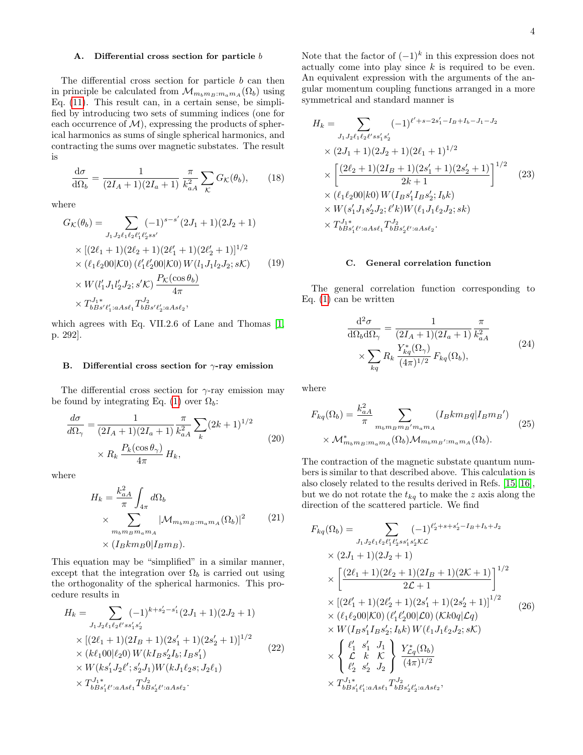### A. Differential cross section for particle $b$

The differential cross section for particle $b$ can then in principle be calculated from $\mathcal{M}_{m_b m_B : m_a m_A}(\Omega_b)$ using Eq. (11). This result can, in a certain sense, be simplified by introducing two sets of summing indices (one for each occurrence of $\mathcal{M}$), expressing the products of spherical harmonics as sums of single spherical harmonics, and contracting the sums over magnetic substates. The result is

$$\frac{\mathrm{d}\sigma}{\mathrm{d}\Omega_b} = \frac{1}{(2I_A+1)(2I_a+1)} \frac{\pi}{k_{aA}^2} \sum_{\mathcal{K}} G_{\mathcal{K}}(\theta_b), \tag{18}$$

where

$$\begin{aligned} G_{\mathcal{K}}(\theta_b) = &\sum_{J_1 J_2 \ell_1 \ell_2 \ell_1' \ell_2' s s'} (-1)^{s-s'} (2J_1+1)(2J_2+1) \\ &\times [(2\ell_1+1)(2\ell_2+1)(2\ell_1'+1)(2\ell_2'+1)]^{1/2} \\ &\times (\ell_1 \ell_2 00|\mathcal{K}0)\, (\ell_1' \ell_2' 00|\mathcal{K}0)\, W(l_1 J_1 l_2 J_2; s\mathcal{K}) \\ &\times W(l_1' J_1 l_2' J_2; s'\mathcal{K})\, \frac{P_{\mathcal{K}}(\cos\theta_b)}{4\pi} \\ &\times T^{J_1 *}_{bBs'\ell_1':aAs\ell_1} T^{J_2}_{bBs'\ell_2':aAs\ell_2}, \end{aligned} \tag{19}$$

which agrees with Eq. VII.2.6 of Lane and Thomas [1, p. 292].

### B. Differential cross section for $\gamma$-ray emission

The differential cross section for $\gamma$-ray emission may be found by integrating Eq. (1) over $\Omega_b$:

$$\begin{aligned} \frac{d\sigma}{d\Omega_\gamma} = &\frac{1}{(2I_A+1)(2I_a+1)} \frac{\pi}{k_{aA}^2} \sum_k (2k+1)^{1/2} \\ &\times R_k \frac{P_k(\cos\theta_\gamma)}{4\pi} H_k, \end{aligned} \tag{20}$$

where

$$\begin{aligned} H_k = &\frac{k_{aA}^2}{\pi} \int_{4\pi} d\Omega_b \\ &\times \sum_{m_b m_B m_a m_A} |\mathcal{M}_{m_b m_B : m_a m_A}(\Omega_b)|^2 \\ &\times (I_B k m_B 0|I_B m_B). \end{aligned} \tag{21}$$

This equation may be "simplified" in a similar manner, except that the integration over $\Omega_b$ is carried out using the orthogonality of the spherical harmonics. This procedure results in

$$\begin{aligned} H_k = &\sum_{J_1 J_2 \ell_1 \ell_2 \ell' s s_1' s_2'} (-1)^{k+s_2'-s_1'} (2J_1+1)(2J_2+1) \\ &\times [(2\ell_1+1)(2I_B+1)(2s_1'+1)(2s_2'+1)]^{1/2} \\ &\times (k\ell_1 00|\ell_2 0)\, W(kI_B s_2' I_b; I_B s_1') \\ &\times W(k s_1' J_2 \ell'; s_2' J_1) W(k J_1 \ell_2 s; J_2 \ell_1) \\ &\times T^{J_1 *}_{bBs_1'\ell':aAs\ell_1} T^{J_2}_{bBs_2'\ell':aAs\ell_2}. \end{aligned} \tag{22}$$

Note that the factor of $(-1)^k$ in this expression does not actually come into play since $k$ is required to be even. An equivalent expression with the arguments of the angular momentum coupling functions arranged in a more symmetrical and standard manner is

$$\begin{aligned} H_k = &\sum_{J_1 J_2 \ell_1 \ell_2 \ell' s s_1' s_2'} (-1)^{\ell'+s-2s_1'-I_B+I_b-J_1-J_2} \\ &\times (2J_1+1)(2J_2+1)(2\ell_1+1)^{1/2} \\ &\times \left[\frac{(2\ell_2+1)(2I_B+1)(2s_1'+1)(2s_2'+1)}{2k+1}\right]^{1/2} \\ &\times (\ell_1 \ell_2 00|k0)\, W(I_B s_1' I_B s_2'; I_b k) \\ &\times W(s_1' J_1 s_2' J_2; \ell' k) W(\ell_1 J_1 \ell_2 J_2; sk) \\ &\times T^{J_1 *}_{bBs_1'\ell':aAs\ell_1} T^{J_2}_{bBs_2'\ell':aAs\ell_2}. \end{aligned} \tag{23}$$

### C. General correlation function

The general correlation function corresponding to Eq. (1) can be written

$$\begin{aligned} \frac{\mathrm{d}^2\sigma}{\mathrm{d}\Omega_b \mathrm{d}\Omega_\gamma} = &\frac{1}{(2I_A+1)(2I_a+1)} \frac{\pi}{k_{aA}^2} \\ &\times \sum_{kq} R_k \frac{Y_{kq}^*(\Omega_\gamma)}{(4\pi)^{1/2}} F_{kq}(\Omega_b), \end{aligned} \tag{24}$$

where

$$\begin{aligned} F_{kq}(\Omega_b) = &\frac{k_{aA}^2}{\pi} \sum_{m_b m_B m_B' m_a m_A} (I_B k m_B q|I_B m_B{}') \\ &\times \mathcal{M}^*_{m_b m_B : m_a m_A}(\Omega_b) \mathcal{M}_{m_b m_B' : m_a m_A}(\Omega_b). \end{aligned} \tag{25}$$

The contraction of the magnetic substate quantum numbers is similar to that described above. This calculation is also closely related to the results derived in Refs. [15, 16], but we do not rotate the $t_{kq}$ to make the $z$ axis along the direction of the scattered particle. We find

$$\begin{aligned} F_{kq}(\Omega_b) = &\sum_{J_1 J_2 \ell_1 \ell_2 \ell_1' \ell_2' s s_1' s_2' \mathcal{K}\mathcal{L}} (-1)^{\ell_2'+s+s_2'-I_B+I_b+J_2} \\ &\times (2J_1+1)(2J_2+1) \\ &\times \left[\frac{(2\ell_1+1)(2\ell_2+1)(2I_B+1)(2\mathcal{K}+1)}{2\mathcal{L}+1}\right]^{1/2} \\ &\times [(2\ell_1'+1)(2\ell_2'+1)(2s_1'+1)(2s_2'+1)]^{1/2} \\ &\times (\ell_1 \ell_2 00|\mathcal{K}0)\, (\ell_1' \ell_2' 00|\mathcal{L}0)\, (\mathcal{K}k0q|\mathcal{L}q) \\ &\times W(I_B s_1' I_B s_2'; I_b k)\, W(\ell_1 J_1 \ell_2 J_2; s\mathcal{K}) \\ &\times \begin{Bmatrix} \ell_1' & s_1' & J_1 \\ \mathcal{L} & k & \mathcal{K} \\ \ell_2' & s_2' & J_2 \end{Bmatrix} \frac{Y^*_{\mathcal{L}q}(\Omega_b)}{(4\pi)^{1/2}} \\ &\times T^{J_1 *}_{bBs_1'\ell_1':aAs\ell_1} T^{J_2}_{bBs_2'\ell_2':aAs\ell_2}, \end{aligned} \tag{26}$$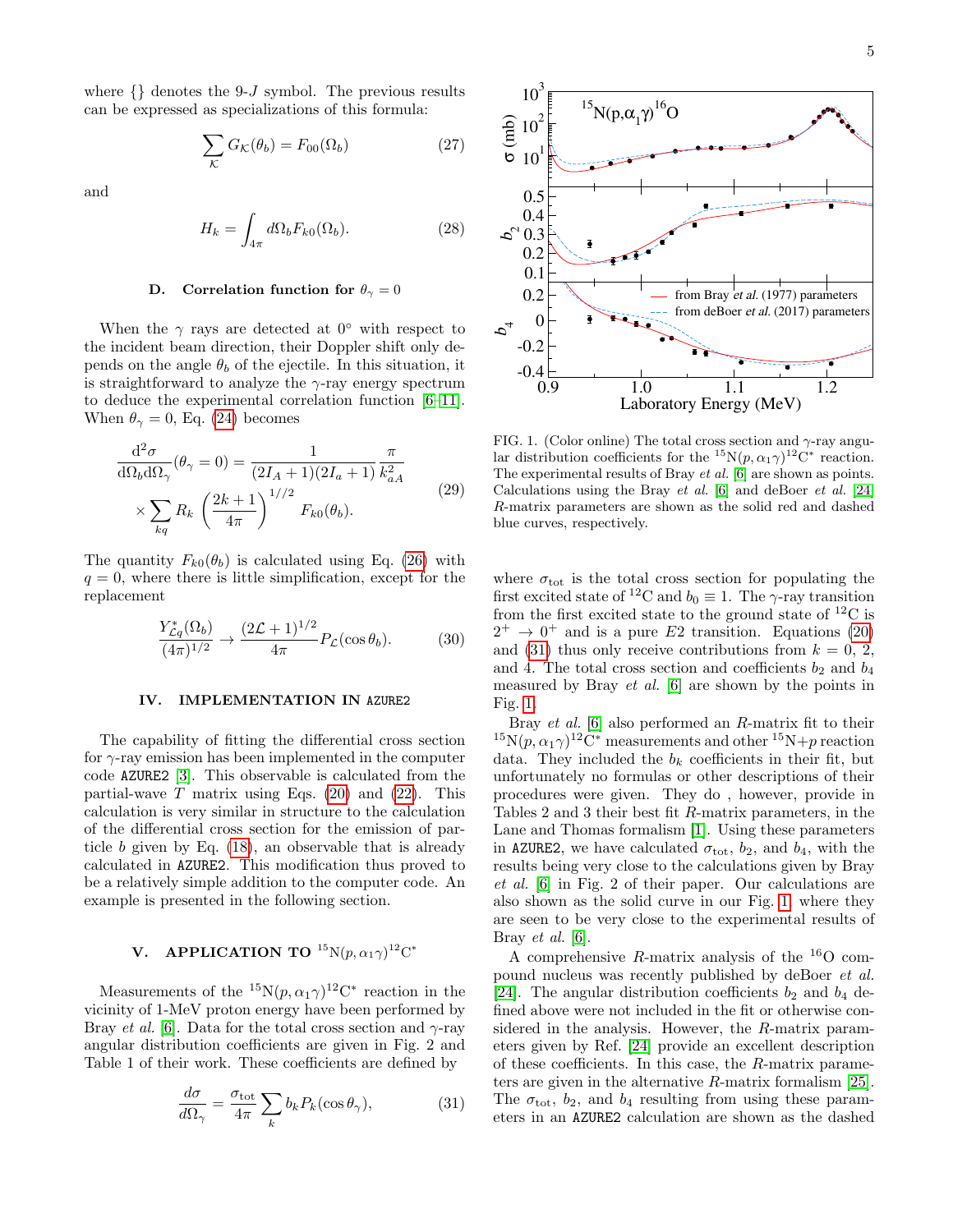where {} denotes the 9-$J$ symbol. The previous results can be expressed as specializations of this formula:

$$\sum_{\mathcal{K}} G_{\mathcal{K}}(\theta_b) = F_{00}(\Omega_b) \tag{27}$$

and

$$H_k = \int_{4\pi} d\Omega_b F_{k0}(\Omega_b). \tag{28}$$

### D. Correlation function for $\theta_\gamma = 0$

When the $\gamma$ rays are detected at 0° with respect to the incident beam direction, their Doppler shift only depends on the angle $\theta_b$ of the ejectile. In this situation, it is straightforward to analyze the $\gamma$-ray energy spectrum to deduce the experimental correlation function [6–11]. When $\theta_\gamma = 0$, Eq. (24) becomes

$$\frac{\mathrm{d}^2\sigma}{\mathrm{d}\Omega_b \mathrm{d}\Omega_\gamma}(\theta_\gamma = 0) = \frac{1}{(2I_A+1)(2I_a+1)} \frac{\pi}{k_{aA}^2} \times \sum_{kq} R_k \left(\frac{2k+1}{4\pi}\right)^{1//2} F_{k0}(\theta_b). \tag{29}$$

The quantity $F_{k0}(\theta_b)$ is calculated using Eq. (26) with $q = 0$, where there is little simplification, except for the replacement

$$\frac{Y^*_{\mathcal{L}q}(\Omega_b)}{(4\pi)^{1/2}} \rightarrow \frac{(2\mathcal{L}+1)^{1/2}}{4\pi} P_{\mathcal{L}}(\cos\theta_b). \tag{30}$$

## IV. IMPLEMENTATION IN AZURE2

The capability of fitting the differential cross section for $\gamma$-ray emission has been implemented in the computer code AZURE2 [3]. This observable is calculated from the partial-wave $T$ matrix using Eqs. (20) and (22). This calculation is very similar in structure to the calculation of the differential cross section for the emission of particle $b$ given by Eq. (18), an observable that is already calculated in AZURE2. This modification thus proved to be a relatively simple addition to the computer code. An example is presented in the following section.

## V. APPLICATION TO $^{15}$N$(p, \alpha_1\gamma)^{12}$C$^*$

Measurements of the $^{15}$N$(p, \alpha_1\gamma)^{12}$C$^*$ reaction in the vicinity of 1-MeV proton energy have been performed by Bray *et al.* [6]. Data for the total cross section and $\gamma$-ray angular distribution coefficients are given in Fig. 2 and Table 1 of their work. These coefficients are defined by

$$\frac{d\sigma}{d\Omega_\gamma} = \frac{\sigma_{\rm tot}}{4\pi} \sum_k b_k P_k(\cos\theta_\gamma), \tag{31}$$

FIG. 1. (Color online) The total cross section and $\gamma$-ray angular distribution coefficients for the $^{15}$N$(p, \alpha_1\gamma)^{12}$C$^*$ reaction. The experimental results of Bray *et al.* [6] are shown as points. Calculations using the Bray *et al.* [6] and deBoer *et al.* [24] $R$-matrix parameters are shown as the solid red and dashed blue curves, respectively.

where $\sigma_{\rm tot}$ is the total cross section for populating the first excited state of $^{12}$C and $b_0 \equiv 1$. The $\gamma$-ray transition from the first excited state to the ground state of $^{12}$C is $2^+ \rightarrow 0^+$ and is a pure $E2$ transition. Equations (20) and (31) thus only receive contributions from $k = 0$, 2, and 4. The total cross section and coefficients $b_2$ and $b_4$ measured by Bray *et al.* [6] are shown by the points in Fig. 1.

Bray *et al.* [6] also performed an $R$-matrix fit to their $^{15}$N$(p, \alpha_1\gamma)^{12}$C$^*$ measurements and other $^{15}$N+$p$ reaction data. They included the $b_k$ coefficients in their fit, but unfortunately no formulas or other descriptions of their procedures were given. They do , however, provide in Tables 2 and 3 their best fit $R$-matrix parameters, in the Lane and Thomas formalism [1]. Using these parameters in AZURE2, we have calculated $\sigma_{\rm tot}$, $b_2$, and $b_4$, with the results being very close to the calculations given by Bray *et al.* [6] in Fig. 2 of their paper. Our calculations are also shown as the solid curve in our Fig. 1 where they are seen to be very close to the experimental results of Bray *et al.* [6].

A comprehensive $R$-matrix analysis of the $^{16}$O compound nucleus was recently published by deBoer *et al.* [24]. The angular distribution coefficients $b_2$ and $b_4$ defined above were not included in the fit or otherwise considered in the analysis. However, the $R$-matrix parameters given by Ref. [24] provide an excellent description of these coefficients. In this case, the $R$-matrix parameters are given in the alternative $R$-matrix formalism [25]. The $\sigma_{\rm tot}$, $b_2$, and $b_4$ resulting from using these parameters in an AZURE2 calculation are shown as the dashed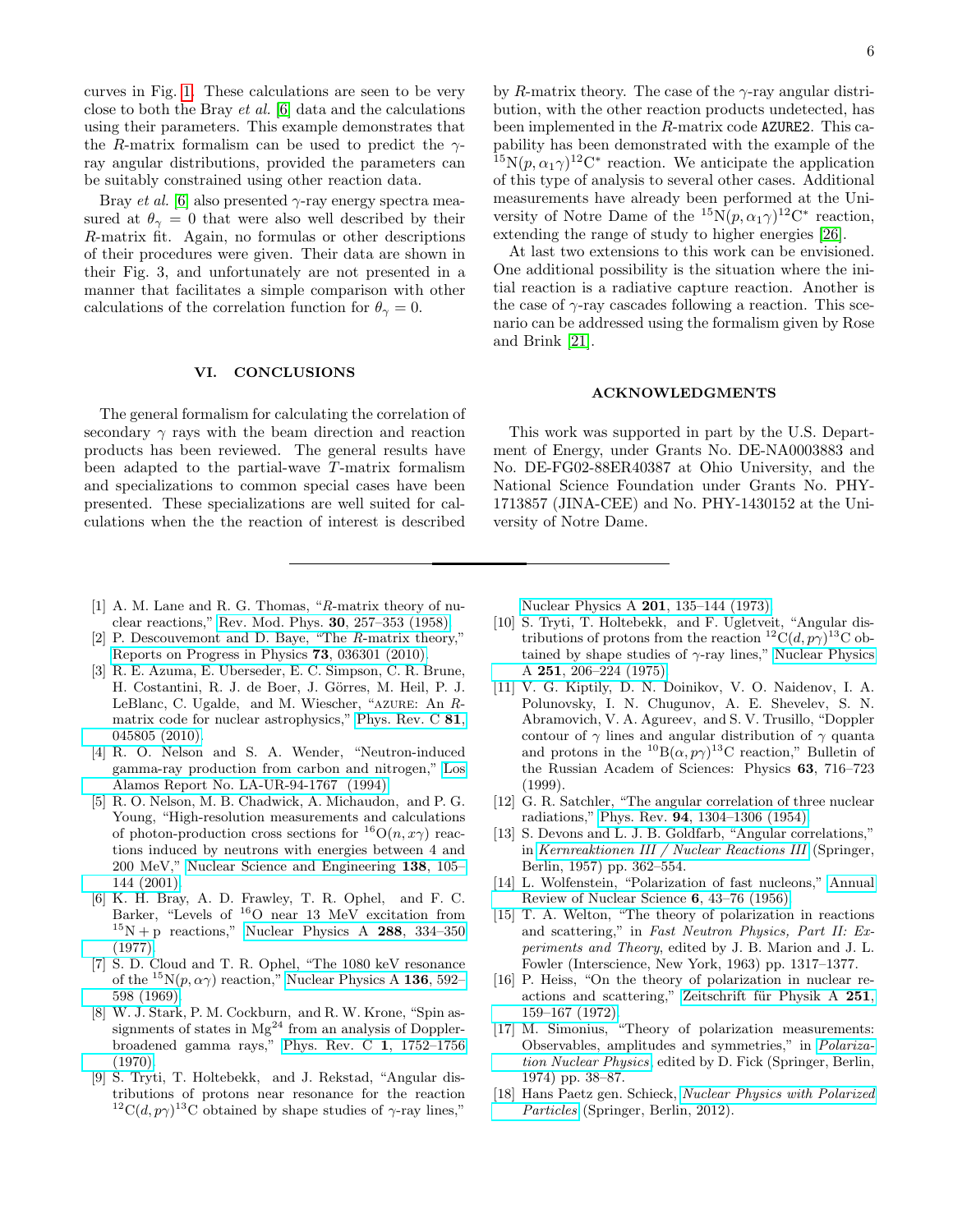curves in Fig. 1. These calculations are seen to be very close to both the Bray *et al.* [6] data and the calculations using their parameters. This example demonstrates that the $R$-matrix formalism can be used to predict the $\gamma$-ray angular distributions, provided the parameters can be suitably constrained using other reaction data.

Bray *et al.* [6] also presented $\gamma$-ray energy spectra measured at $\theta_\gamma = 0$ that were also well described by their $R$-matrix fit. Again, no formulas or other descriptions of their procedures were given. Their data are shown in their Fig. 3, and unfortunately are not presented in a manner that facilitates a simple comparison with other calculations of the correlation function for $\theta_\gamma = 0$.

## VI. CONCLUSIONS

The general formalism for calculating the correlation of secondary $\gamma$ rays with the beam direction and reaction products has been reviewed. The general results have been adapted to the partial-wave $T$-matrix formalism and specializations to common special cases have been presented. These specializations are well suited for calculations when the the reaction of interest is described by $R$-matrix theory. The case of the $\gamma$-ray angular distribution, with the other reaction products undetected, has been implemented in the $R$-matrix code AZURE2. This capability has been demonstrated with the example of the $^{15}$N$(p, \alpha_1\gamma)^{12}$C$^*$ reaction. We anticipate the application of this type of analysis to several other cases. Additional measurements have already been performed at the University of Notre Dame of the $^{15}$N$(p, \alpha_1\gamma)^{12}$C$^*$ reaction, extending the range of study to higher energies [26].

At last two extensions to this work can be envisioned. One additional possibility is the situation where the initial reaction is a radiative capture reaction. Another is the case of $\gamma$-ray cascades following a reaction. This scenario can be addressed using the formalism given by Rose and Brink [21].

## ACKNOWLEDGMENTS

This work was supported in part by the U.S. Department of Energy, under Grants No. DE-NA0003883 and No. DE-FG02-88ER40387 at Ohio University, and the National Science Foundation under Grants No. PHY-1713857 (JINA-CEE) and No. PHY-1430152 at the University of Notre Dame.

---

[1] A. M. Lane and R. G. Thomas, "$R$-matrix theory of nuclear reactions," Rev. Mod. Phys. **30**, 257–353 (1958).

[2] P. Descouvemont and D. Baye, "The $R$-matrix theory," Reports on Progress in Physics **73**, 036301 (2010).

[3] R. E. Azuma, E. Uberseder, E. C. Simpson, C. R. Brune, H. Costantini, R. J. de Boer, J. Görres, M. Heil, P. J. LeBlanc, C. Ugalde, and M. Wiescher, "AZURE: An $R$-matrix code for nuclear astrophysics," Phys. Rev. C **81**, 045805 (2010).

[4] R. O. Nelson and S. A. Wender, "Neutron-induced gamma-ray production from carbon and nitrogen," Los Alamos Report No. LA-UR-94-1767 (1994).

[5] R. O. Nelson, M. B. Chadwick, A. Michaudon, and P. G. Young, "High-resolution measurements and calculations of photon-production cross sections for $^{16}$O$(n, x\gamma)$ reactions induced by neutrons with energies between 4 and 200 MeV," Nuclear Science and Engineering **138**, 105–144 (2001).

[6] K. H. Bray, A. D. Frawley, T. R. Ophel, and F. C. Barker, "Levels of $^{16}$O near 13 MeV excitation from $^{15}$N + p reactions," Nuclear Physics A **288**, 334–350 (1977).

[7] S. D. Cloud and T. R. Ophel, "The 1080 keV resonance of the $^{15}$N$(p, \alpha\gamma)$ reaction," Nuclear Physics A **136**, 592–598 (1969).

[8] W. J. Stark, P. M. Cockburn, and R. W. Krone, "Spin assignments of states in Mg$^{24}$ from an analysis of Doppler-broadened gamma rays," Phys. Rev. C **1**, 1752–1756 (1970).

[9] S. Tryti, T. Holtebekk, and J. Rekstad, "Angular distributions of protons near resonance for the reaction $^{12}$C$(d, p\gamma)^{13}$C obtained by shape studies of $\gamma$-ray lines," Nuclear Physics A **201**, 135–144 (1973).

[10] S. Tryti, T. Holtebekk, and F. Ugletveit, "Angular distributions of protons from the reaction $^{12}$C$(d, p\gamma)^{13}$C obtained by shape studies of $\gamma$-ray lines," Nuclear Physics A **251**, 206–224 (1975).

[11] V. G. Kiptily, D. N. Doinikov, V. O. Naidenov, I. A. Polunovsky, I. N. Chugunov, A. E. Shevelev, S. N. Abramovich, V. A. Agureev, and S. V. Trusillo, "Doppler contour of $\gamma$ lines and angular distribution of $\gamma$ quanta and protons in the $^{10}$B$(\alpha, p\gamma)^{13}$C reaction," Bulletin of the Russian Academ of Sciences: Physics **63**, 716–723 (1999).

[12] G. R. Satchler, "The angular correlation of three nuclear radiations," Phys. Rev. **94**, 1304–1306 (1954).

[13] S. Devons and L. J. B. Goldfarb, "Angular correlations," in *Kernreaktionen III / Nuclear Reactions III* (Springer, Berlin, 1957) pp. 362–554.

[14] L. Wolfenstein, "Polarization of fast nucleons," Annual Review of Nuclear Science **6**, 43–76 (1956).

[15] T. A. Welton, "The theory of polarization in reactions and scattering," in *Fast Neutron Physics, Part II: Experiments and Theory*, edited by J. B. Marion and J. L. Fowler (Interscience, New York, 1963) pp. 1317–1377.

[16] P. Heiss, "On the theory of polarization in nuclear reactions and scattering," Zeitschrift für Physik A **251**, 159–167 (1972).

[17] M. Simonius, "Theory of polarization measurements: Observables, amplitudes and symmetries," in *Polarization Nuclear Physics*, edited by D. Fick (Springer, Berlin, 1974) pp. 38–87.

[18] Hans Paetz gen. Schieck, *Nuclear Physics with Polarized Particles* (Springer, Berlin, 2012).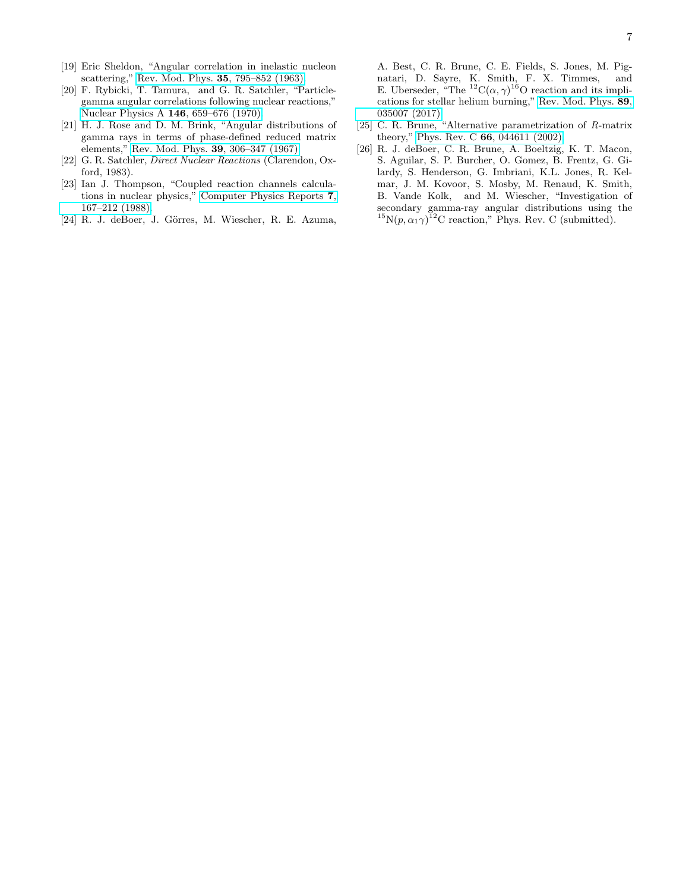[19] Eric Sheldon, "Angular correlation in inelastic nucleon scattering," Rev. Mod. Phys. **35**, 795–852 (1963).

[20] F. Rybicki, T. Tamura, and G. R. Satchler, "Particle-gamma angular correlations following nuclear reactions," Nuclear Physics A **146**, 659–676 (1970).

[21] H. J. Rose and D. M. Brink, "Angular distributions of gamma rays in terms of phase-defined reduced matrix elements," Rev. Mod. Phys. **39**, 306–347 (1967).

[22] G. R. Satchler, *Direct Nuclear Reactions* (Clarendon, Oxford, 1983).

[23] Ian J. Thompson, "Coupled reaction channels calculations in nuclear physics," Computer Physics Reports **7**, 167–212 (1988).

[24] R. J. deBoer, J. Görres, M. Wiescher, R. E. Azuma, A. Best, C. R. Brune, C. E. Fields, S. Jones, M. Pignatari, D. Sayre, K. Smith, F. X. Timmes, and E. Uberseder, "The $^{12}$C$(\alpha,\gamma)^{16}$O reaction and its implications for stellar helium burning," Rev. Mod. Phys. **89**, 035007 (2017).

[25] C. R. Brune, "Alternative parametrization of $R$-matrix theory," Phys. Rev. C **66**, 044611 (2002).

[26] R. J. deBoer, C. R. Brune, A. Boeltzig, K. T. Macon, S. Aguilar, S. P. Burcher, O. Gomez, B. Frentz, G. Gilardy, S. Henderson, G. Imbriani, K.L. Jones, R. Kelmar, J. M. Kovoor, S. Mosby, M. Renaud, K. Smith, B. Vande Kolk, and M. Wiescher, "Investigation of secondary gamma-ray angular distributions using the $^{15}$N$(p,\alpha_1\gamma)^{12}$C reaction," Phys. Rev. C (submitted).